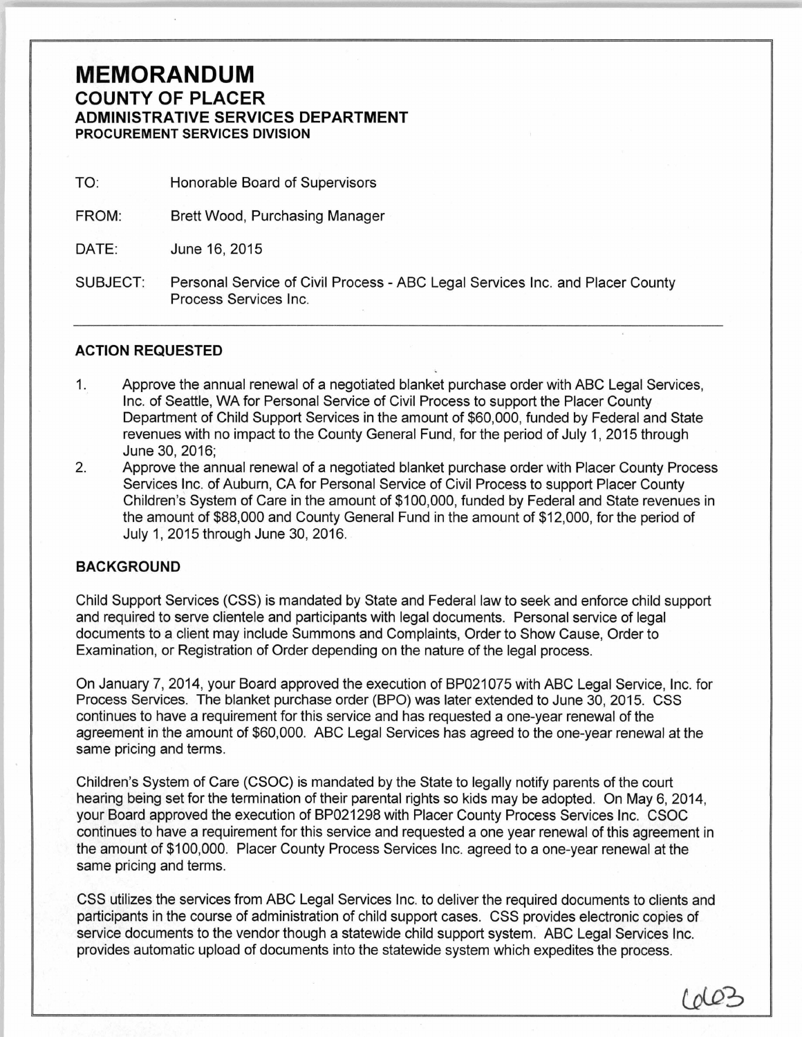# MEMORANDUM

## COUNTY OF PLACER

### ADMINISTRATIVE SERVICES DEPARTMENT

**PROCUREMENT SERVICES DIVISION**

TO: Honorable Board of Supervisors

FROM: Brett Wood, Purchasing Manager

DATE: June 16, 2015

SUBJECT: Personal Service of Civil Process - ABC Legal Services Inc. and Placer County Process Services Inc.

---

### ACTION REQUESTED

1. Approve the annual renewal of a negotiated blanket purchase order with ABC Legal Services, Inc. of Seattle, WA for Personal Service of Civil Process to support the Placer County Department of Child Support Services in the amount of $60,000, funded by Federal and State revenues with no impact to the County General Fund, for the period of July 1, 2015 through June 30, 2016;
2. Approve the annual renewal of a negotiated blanket purchase order with Placer County Process Services Inc. of Auburn, CA for Personal Service of Civil Process to support Placer County Children's System of Care in the amount of $100,000, funded by Federal and State revenues in the amount of $88,000 and County General Fund in the amount of $12,000, for the period of July 1, 2015 through June 30, 2016.

### BACKGROUND

Child Support Services (CSS) is mandated by State and Federal law to seek and enforce child support and required to serve clientele and participants with legal documents. Personal service of legal documents to a client may include Summons and Complaints, Order to Show Cause, Order to Examination, or Registration of Order depending on the nature of the legal process.

On January 7, 2014, your Board approved the execution of BP021075 with ABC Legal Service, Inc. for Process Services. The blanket purchase order (BPO) was later extended to June 30, 2015. CSS continues to have a requirement for this service and has requested a one-year renewal of the agreement in the amount of $60,000. ABC Legal Services has agreed to the one-year renewal at the same pricing and terms.

Children's System of Care (CSOC) is mandated by the State to legally notify parents of the court hearing being set for the termination of their parental rights so kids may be adopted. On May 6, 2014, your Board approved the execution of BP021298 with Placer County Process Services Inc. CSOC continues to have a requirement for this service and requested a one year renewal of this agreement in the amount of $100,000. Placer County Process Services Inc. agreed to a one-year renewal at the same pricing and terms.

CSS utilizes the services from ABC Legal Services Inc. to deliver the required documents to clients and participants in the course of administration of child support cases. CSS provides electronic copies of service documents to the vendor though a statewide child support system. ABC Legal Services Inc. provides automatic upload of documents into the statewide system which expedites the process.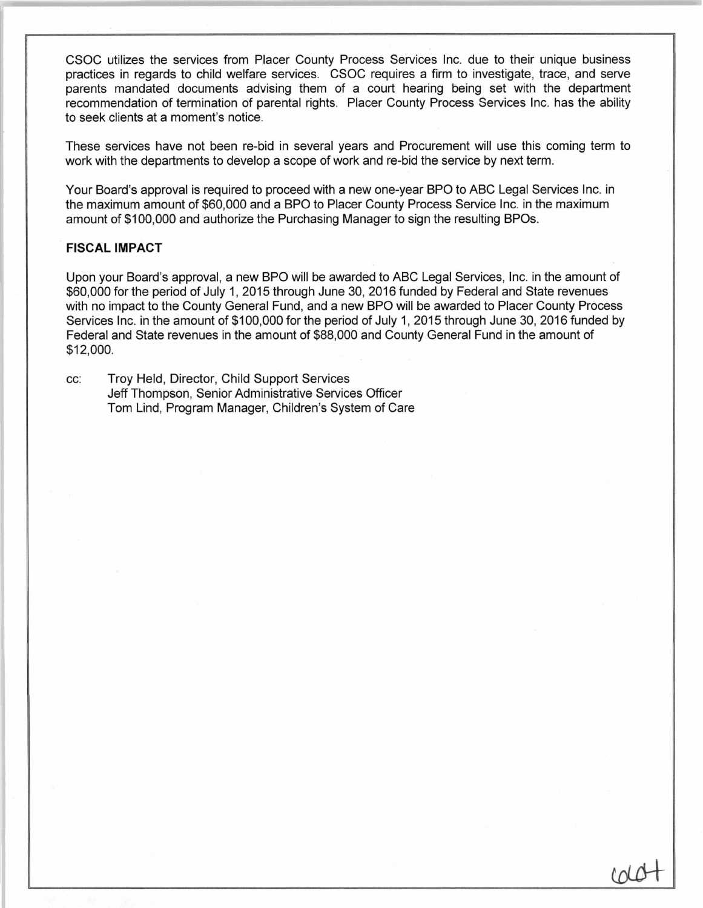CSOC utilizes the services from Placer County Process Services Inc. due to their unique business practices in regards to child welfare services. CSOC requires a firm to investigate, trace, and serve parents mandated documents advising them of a court hearing being set with the department recommendation of termination of parental rights. Placer County Process Services Inc. has the ability to seek clients at a moment's notice.

These services have not been re-bid in several years and Procurement will use this coming term to work with the departments to develop a scope of work and re-bid the service by next term.

Your Board's approval is required to proceed with a new one-year BPO to ABC Legal Services Inc. in the maximum amount of $60,000 and a BPO to Placer County Process Service Inc. in the maximum amount of $100,000 and authorize the Purchasing Manager to sign the resulting BPOs.

**FISCAL IMPACT**

Upon your Board's approval, a new BPO will be awarded to ABC Legal Services, Inc. in the amount of $60,000 for the period of July 1, 2015 through June 30, 2016 funded by Federal and State revenues with no impact to the County General Fund, and a new BPO will be awarded to Placer County Process Services Inc. in the amount of $100,000 for the period of July 1, 2015 through June 30, 2016 funded by Federal and State revenues in the amount of $88,000 and County General Fund in the amount of $12,000.

cc: Troy Held, Director, Child Support Services
Jeff Thompson, Senior Administrative Services Officer
Tom Lind, Program Manager, Children's System of Care